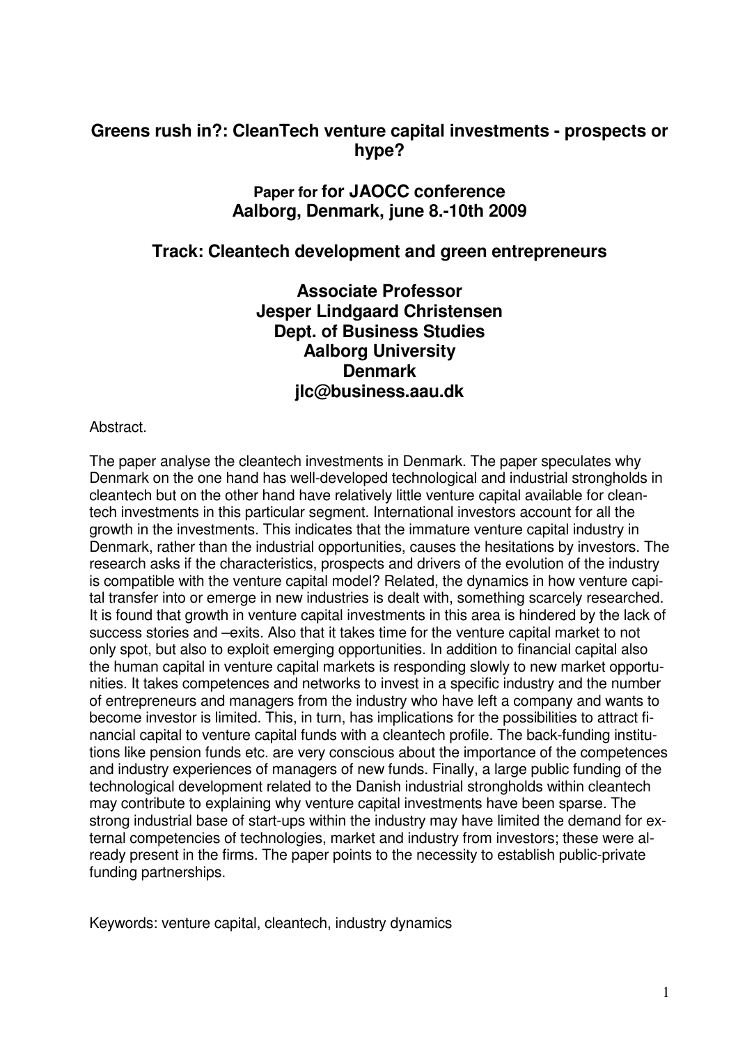# Greens rush in?: CleanTech venture capital investments - prospects or hype?

**Paper for for JAOCC conference**
**Aalborg, Denmark, june 8.-10th 2009**

**Track: Cleantech development and green entrepreneurs**

**Associate Professor**
**Jesper Lindgaard Christensen**
**Dept. of Business Studies**
**Aalborg University**
**Denmark**
**jlc@business.aau.dk**

Abstract.

The paper analyse the cleantech investments in Denmark. The paper speculates why Denmark on the one hand has well-developed technological and industrial strongholds in cleantech but on the other hand have relatively little venture capital available for cleantech investments in this particular segment. International investors account for all the growth in the investments. This indicates that the immature venture capital industry in Denmark, rather than the industrial opportunities, causes the hesitations by investors. The research asks if the characteristics, prospects and drivers of the evolution of the industry is compatible with the venture capital model? Related, the dynamics in how venture capital transfer into or emerge in new industries is dealt with, something scarcely researched. It is found that growth in venture capital investments in this area is hindered by the lack of success stories and –exits. Also that it takes time for the venture capital market to not only spot, but also to exploit emerging opportunities. In addition to financial capital also the human capital in venture capital markets is responding slowly to new market opportunities. It takes competences and networks to invest in a specific industry and the number of entrepreneurs and managers from the industry who have left a company and wants to become investor is limited. This, in turn, has implications for the possibilities to attract financial capital to venture capital funds with a cleantech profile. The back-funding institutions like pension funds etc. are very conscious about the importance of the competences and industry experiences of managers of new funds. Finally, a large public funding of the technological development related to the Danish industrial strongholds within cleantech may contribute to explaining why venture capital investments have been sparse. The strong industrial base of start-ups within the industry may have limited the demand for external competencies of technologies, market and industry from investors; these were already present in the firms. The paper points to the necessity to establish public-private funding partnerships.

Keywords: venture capital, cleantech, industry dynamics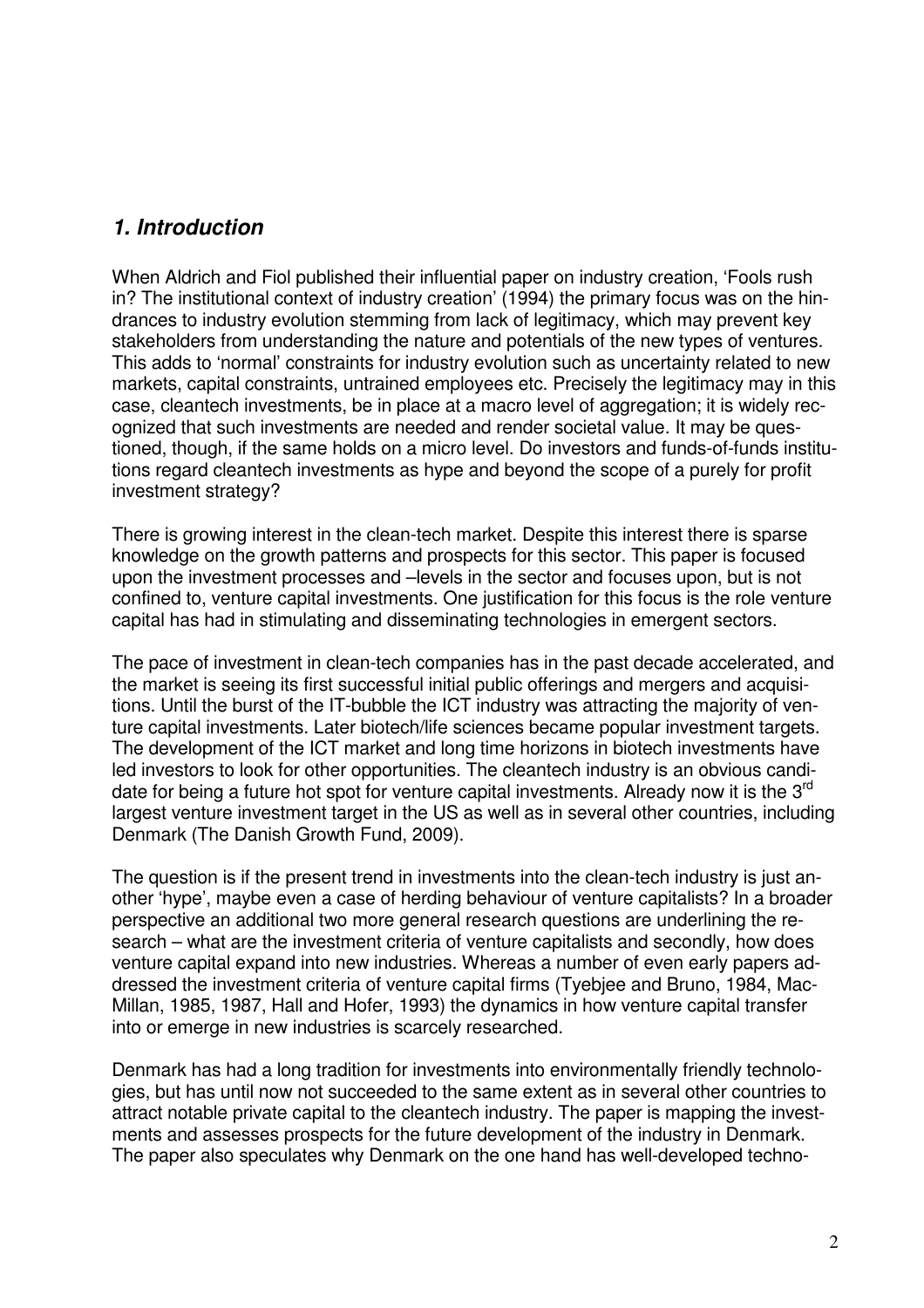## *1. Introduction*

When Aldrich and Fiol published their influential paper on industry creation, 'Fools rush in? The institutional context of industry creation' (1994) the primary focus was on the hindrances to industry evolution stemming from lack of legitimacy, which may prevent key stakeholders from understanding the nature and potentials of the new types of ventures. This adds to 'normal' constraints for industry evolution such as uncertainty related to new markets, capital constraints, untrained employees etc. Precisely the legitimacy may in this case, cleantech investments, be in place at a macro level of aggregation; it is widely recognized that such investments are needed and render societal value. It may be questioned, though, if the same holds on a micro level. Do investors and funds-of-funds institutions regard cleantech investments as hype and beyond the scope of a purely for profit investment strategy?

There is growing interest in the clean-tech market. Despite this interest there is sparse knowledge on the growth patterns and prospects for this sector. This paper is focused upon the investment processes and –levels in the sector and focuses upon, but is not confined to, venture capital investments. One justification for this focus is the role venture capital has had in stimulating and disseminating technologies in emergent sectors.

The pace of investment in clean-tech companies has in the past decade accelerated, and the market is seeing its first successful initial public offerings and mergers and acquisitions. Until the burst of the IT-bubble the ICT industry was attracting the majority of venture capital investments. Later biotech/life sciences became popular investment targets. The development of the ICT market and long time horizons in biotech investments have led investors to look for other opportunities. The cleantech industry is an obvious candidate for being a future hot spot for venture capital investments. Already now it is the 3rd largest venture investment target in the US as well as in several other countries, including Denmark (The Danish Growth Fund, 2009).

The question is if the present trend in investments into the clean-tech industry is just another 'hype', maybe even a case of herding behaviour of venture capitalists? In a broader perspective an additional two more general research questions are underlining the research – what are the investment criteria of venture capitalists and secondly, how does venture capital expand into new industries. Whereas a number of even early papers addressed the investment criteria of venture capital firms (Tyebjee and Bruno, 1984, MacMillan, 1985, 1987, Hall and Hofer, 1993) the dynamics in how venture capital transfer into or emerge in new industries is scarcely researched.

Denmark has had a long tradition for investments into environmentally friendly technologies, but has until now not succeeded to the same extent as in several other countries to attract notable private capital to the cleantech industry. The paper is mapping the investments and assesses prospects for the future development of the industry in Denmark. The paper also speculates why Denmark on the one hand has well-developed techno-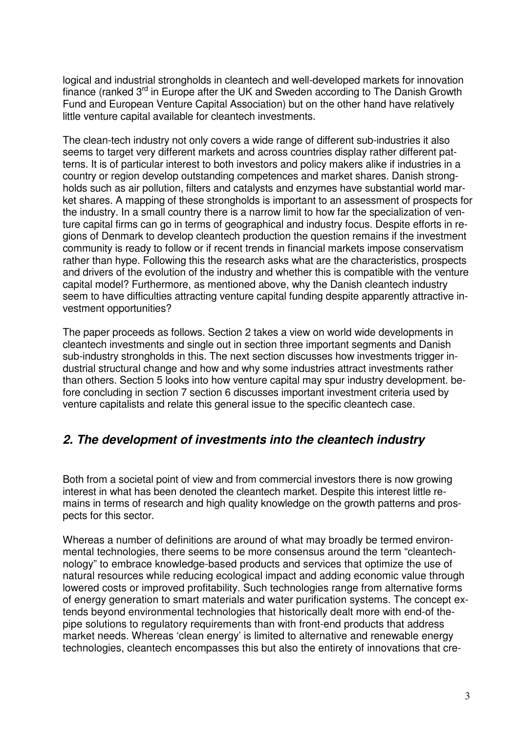logical and industrial strongholds in cleantech and well-developed markets for innovation finance (ranked 3rd in Europe after the UK and Sweden according to The Danish Growth Fund and European Venture Capital Association) but on the other hand have relatively little venture capital available for cleantech investments.

The clean-tech industry not only covers a wide range of different sub-industries it also seems to target very different markets and across countries display rather different patterns. It is of particular interest to both investors and policy makers alike if industries in a country or region develop outstanding competences and market shares. Danish strongholds such as air pollution, filters and catalysts and enzymes have substantial world market shares. A mapping of these strongholds is important to an assessment of prospects for the industry. In a small country there is a narrow limit to how far the specialization of venture capital firms can go in terms of geographical and industry focus. Despite efforts in regions of Denmark to develop cleantech production the question remains if the investment community is ready to follow or if recent trends in financial markets impose conservatism rather than hype. Following this the research asks what are the characteristics, prospects and drivers of the evolution of the industry and whether this is compatible with the venture capital model? Furthermore, as mentioned above, why the Danish cleantech industry seem to have difficulties attracting venture capital funding despite apparently attractive investment opportunities?

The paper proceeds as follows. Section 2 takes a view on world wide developments in cleantech investments and single out in section three important segments and Danish sub-industry strongholds in this. The next section discusses how investments trigger industrial structural change and how and why some industries attract investments rather than others. Section 5 looks into how venture capital may spur industry development. before concluding in section 7 section 6 discusses important investment criteria used by venture capitalists and relate this general issue to the specific cleantech case.

## *2. The development of investments into the cleantech industry*

Both from a societal point of view and from commercial investors there is now growing interest in what has been denoted the cleantech market. Despite this interest little remains in terms of research and high quality knowledge on the growth patterns and prospects for this sector.

Whereas a number of definitions are around of what may broadly be termed environmental technologies, there seems to be more consensus around the term "cleantechnology" to embrace knowledge-based products and services that optimize the use of natural resources while reducing ecological impact and adding economic value through lowered costs or improved profitability. Such technologies range from alternative forms of energy generation to smart materials and water purification systems. The concept extends beyond environmental technologies that historically dealt more with end-of the-pipe solutions to regulatory requirements than with front-end products that address market needs. Whereas 'clean energy' is limited to alternative and renewable energy technologies, cleantech encompasses this but also the entirety of innovations that cre-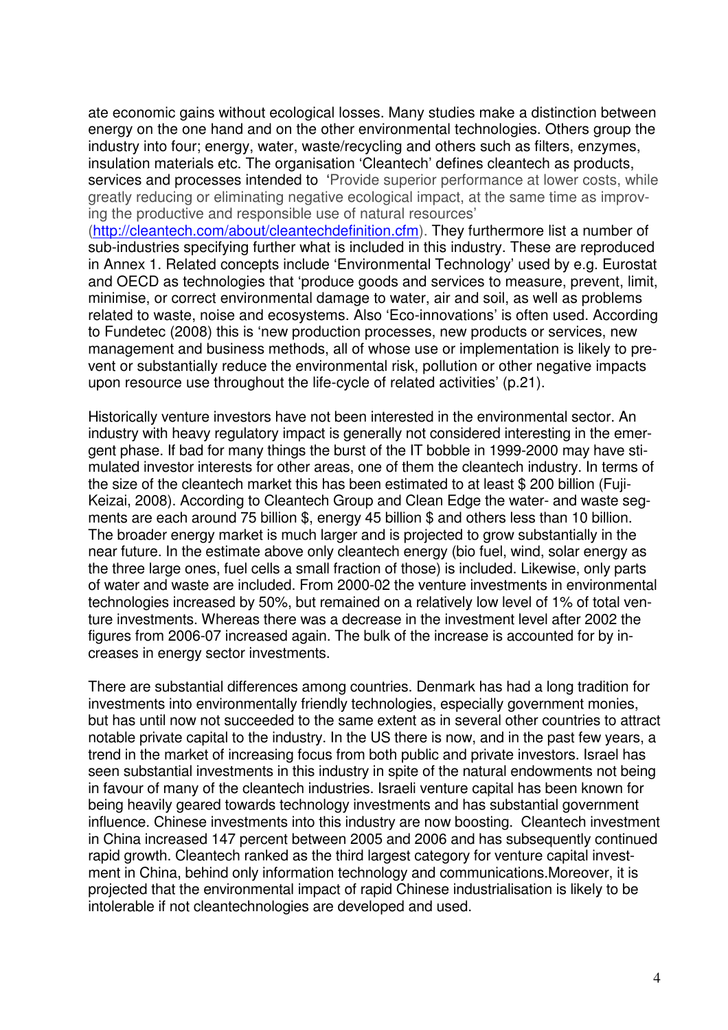ate economic gains without ecological losses. Many studies make a distinction between energy on the one hand and on the other environmental technologies. Others group the industry into four; energy, water, waste/recycling and others such as filters, enzymes, insulation materials etc. The organisation 'Cleantech' defines cleantech as products, services and processes intended to 'Provide superior performance at lower costs, while greatly reducing or eliminating negative ecological impact, at the same time as improving the productive and responsible use of natural resources' (http://cleantech.com/about/cleantechdefinition.cfm). They furthermore list a number of sub-industries specifying further what is included in this industry. These are reproduced in Annex 1. Related concepts include 'Environmental Technology' used by e.g. Eurostat and OECD as technologies that 'produce goods and services to measure, prevent, limit, minimise, or correct environmental damage to water, air and soil, as well as problems related to waste, noise and ecosystems. Also 'Eco-innovations' is often used. According to Fundetec (2008) this is 'new production processes, new products or services, new management and business methods, all of whose use or implementation is likely to prevent or substantially reduce the environmental risk, pollution or other negative impacts upon resource use throughout the life-cycle of related activities' (p.21).

Historically venture investors have not been interested in the environmental sector. An industry with heavy regulatory impact is generally not considered interesting in the emergent phase. If bad for many things the burst of the IT bobble in 1999-2000 may have stimulated investor interests for other areas, one of them the cleantech industry. In terms of the size of the cleantech market this has been estimated to at least $ 200 billion (Fuji-Keizai, 2008). According to Cleantech Group and Clean Edge the water- and waste segments are each around 75 billion $, energy 45 billion $ and others less than 10 billion. The broader energy market is much larger and is projected to grow substantially in the near future. In the estimate above only cleantech energy (bio fuel, wind, solar energy as the three large ones, fuel cells a small fraction of those) is included. Likewise, only parts of water and waste are included. From 2000-02 the venture investments in environmental technologies increased by 50%, but remained on a relatively low level of 1% of total venture investments. Whereas there was a decrease in the investment level after 2002 the figures from 2006-07 increased again. The bulk of the increase is accounted for by increases in energy sector investments.

There are substantial differences among countries. Denmark has had a long tradition for investments into environmentally friendly technologies, especially government monies, but has until now not succeeded to the same extent as in several other countries to attract notable private capital to the industry. In the US there is now, and in the past few years, a trend in the market of increasing focus from both public and private investors. Israel has seen substantial investments in this industry in spite of the natural endowments not being in favour of many of the cleantech industries. Israeli venture capital has been known for being heavily geared towards technology investments and has substantial government influence. Chinese investments into this industry are now boosting. Cleantech investment in China increased 147 percent between 2005 and 2006 and has subsequently continued rapid growth. Cleantech ranked as the third largest category for venture capital investment in China, behind only information technology and communications.Moreover, it is projected that the environmental impact of rapid Chinese industrialisation is likely to be intolerable if not cleantechnologies are developed and used.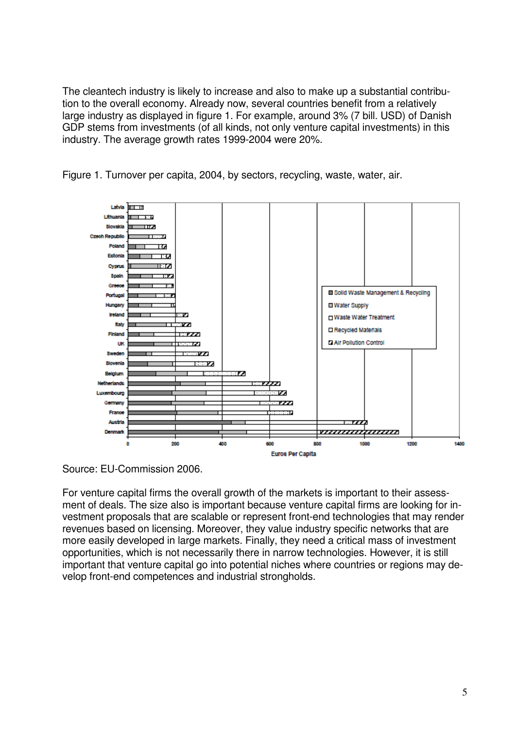The cleantech industry is likely to increase and also to make up a substantial contribution to the overall economy. Already now, several countries benefit from a relatively large industry as displayed in figure 1. For example, around 3% (7 bill. USD) of Danish GDP stems from investments (of all kinds, not only venture capital investments) in this industry. The average growth rates 1999-2004 were 20%.

Figure 1. Turnover per capita, 2004, by sectors, recycling, waste, water, air.

Source: EU-Commission 2006.

For venture capital firms the overall growth of the markets is important to their assessment of deals. The size also is important because venture capital firms are looking for investment proposals that are scalable or represent front-end technologies that may render revenues based on licensing. Moreover, they value industry specific networks that are more easily developed in large markets. Finally, they need a critical mass of investment opportunities, which is not necessarily there in narrow technologies. However, it is still important that venture capital go into potential niches where countries or regions may develop front-end competences and industrial strongholds.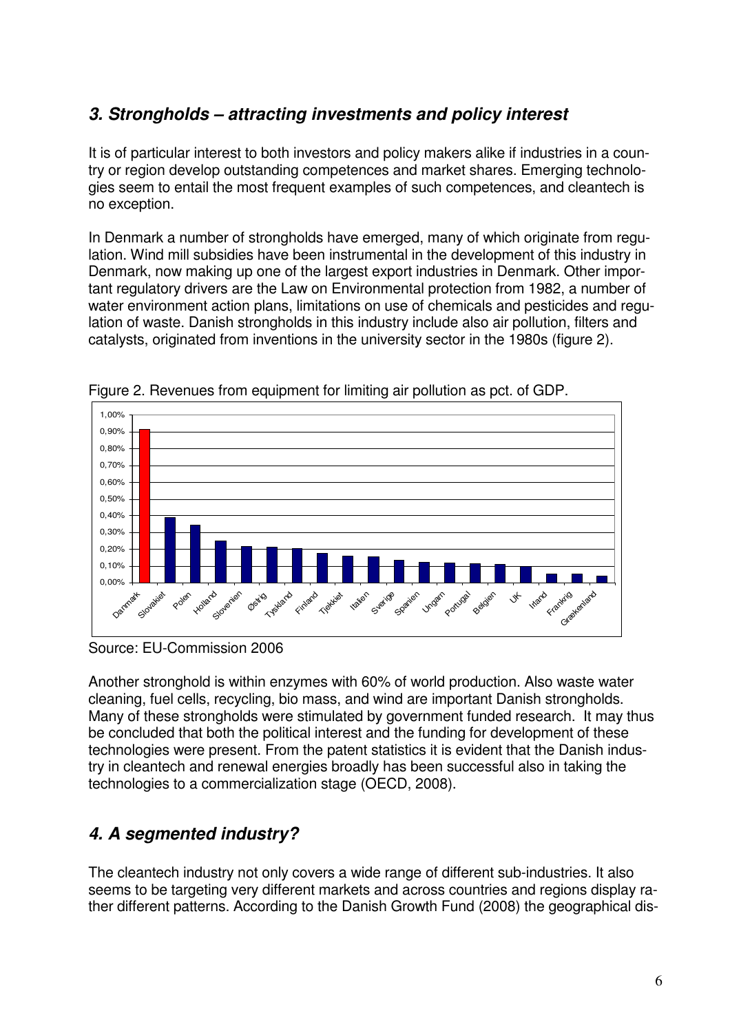## *3. Strongholds – attracting investments and policy interest*

It is of particular interest to both investors and policy makers alike if industries in a country or region develop outstanding competences and market shares. Emerging technologies seem to entail the most frequent examples of such competences, and cleantech is no exception.

In Denmark a number of strongholds have emerged, many of which originate from regulation. Wind mill subsidies have been instrumental in the development of this industry in Denmark, now making up one of the largest export industries in Denmark. Other important regulatory drivers are the Law on Environmental protection from 1982, a number of water environment action plans, limitations on use of chemicals and pesticides and regulation of waste. Danish strongholds in this industry include also air pollution, filters and catalysts, originated from inventions in the university sector in the 1980s (figure 2).

Figure 2. Revenues from equipment for limiting air pollution as pct. of GDP.

| Country | Revenues (% of GDP) |
|---|---|
| Danmark | 0,92% |
| Slovakiet | 0,39% |
| Polen | 0,34% |
| Holland | 0,25% |
| Slovenien | 0,22% |
| Østrig | 0,21% |
| Tyskland | 0,20% |
| Finland | 0,17% |
| Tjekkiet | 0,16% |
| Italien | 0,15% |
| Sverige | 0,13% |
| Spanien | 0,12% |
| Ungarn | 0,12% |
| Portugal | 0,11% |
| Belgien | 0,11% |
| UK | 0,10% |
| Irland | 0,05% |
| Frankrig | 0,05% |
| Grækenland | 0,04% |

Source: EU-Commission 2006

Another stronghold is within enzymes with 60% of world production. Also waste water cleaning, fuel cells, recycling, bio mass, and wind are important Danish strongholds. Many of these strongholds were stimulated by government funded research. It may thus be concluded that both the political interest and the funding for development of these technologies were present. From the patent statistics it is evident that the Danish industry in cleantech and renewal energies broadly has been successful also in taking the technologies to a commercialization stage (OECD, 2008).

## *4. A segmented industry?*

The cleantech industry not only covers a wide range of different sub-industries. It also seems to be targeting very different markets and across countries and regions display rather different patterns. According to the Danish Growth Fund (2008) the geographical dis-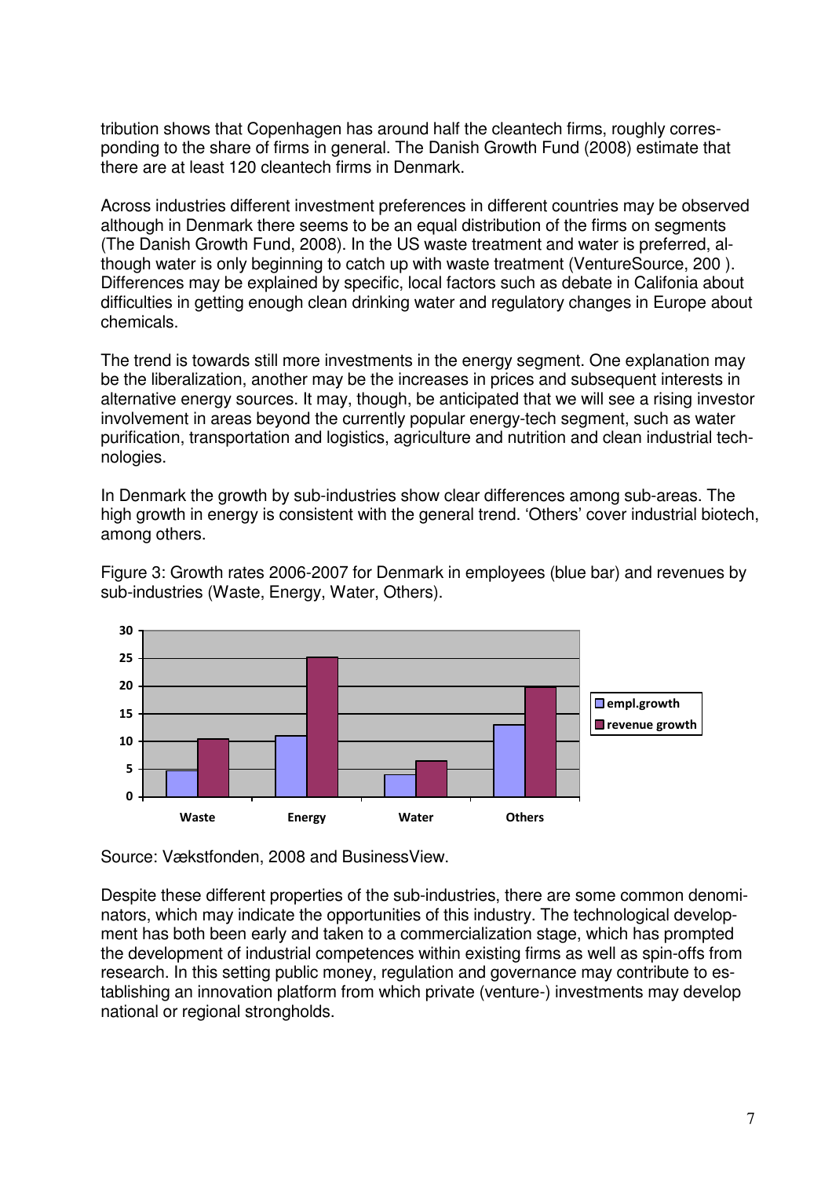tribution shows that Copenhagen has around half the cleantech firms, roughly corresponding to the share of firms in general. The Danish Growth Fund (2008) estimate that there are at least 120 cleantech firms in Denmark.

Across industries different investment preferences in different countries may be observed although in Denmark there seems to be an equal distribution of the firms on segments (The Danish Growth Fund, 2008). In the US waste treatment and water is preferred, although water is only beginning to catch up with waste treatment (VentureSource, 200 ). Differences may be explained by specific, local factors such as debate in Califonia about difficulties in getting enough clean drinking water and regulatory changes in Europe about chemicals.

The trend is towards still more investments in the energy segment. One explanation may be the liberalization, another may be the increases in prices and subsequent interests in alternative energy sources. It may, though, be anticipated that we will see a rising investor involvement in areas beyond the currently popular energy-tech segment, such as water purification, transportation and logistics, agriculture and nutrition and clean industrial technologies.

In Denmark the growth by sub-industries show clear differences among sub-areas. The high growth in energy is consistent with the general trend. 'Others' cover industrial biotech, among others.

Figure 3: Growth rates 2006-2007 for Denmark in employees (blue bar) and revenues by sub-industries (Waste, Energy, Water, Others).

Source: Vækstfonden, 2008 and BusinessView.

Despite these different properties of the sub-industries, there are some common denominators, which may indicate the opportunities of this industry. The technological development has both been early and taken to a commercialization stage, which has prompted the development of industrial competences within existing firms as well as spin-offs from research. In this setting public money, regulation and governance may contribute to establishing an innovation platform from which private (venture-) investments may develop national or regional strongholds.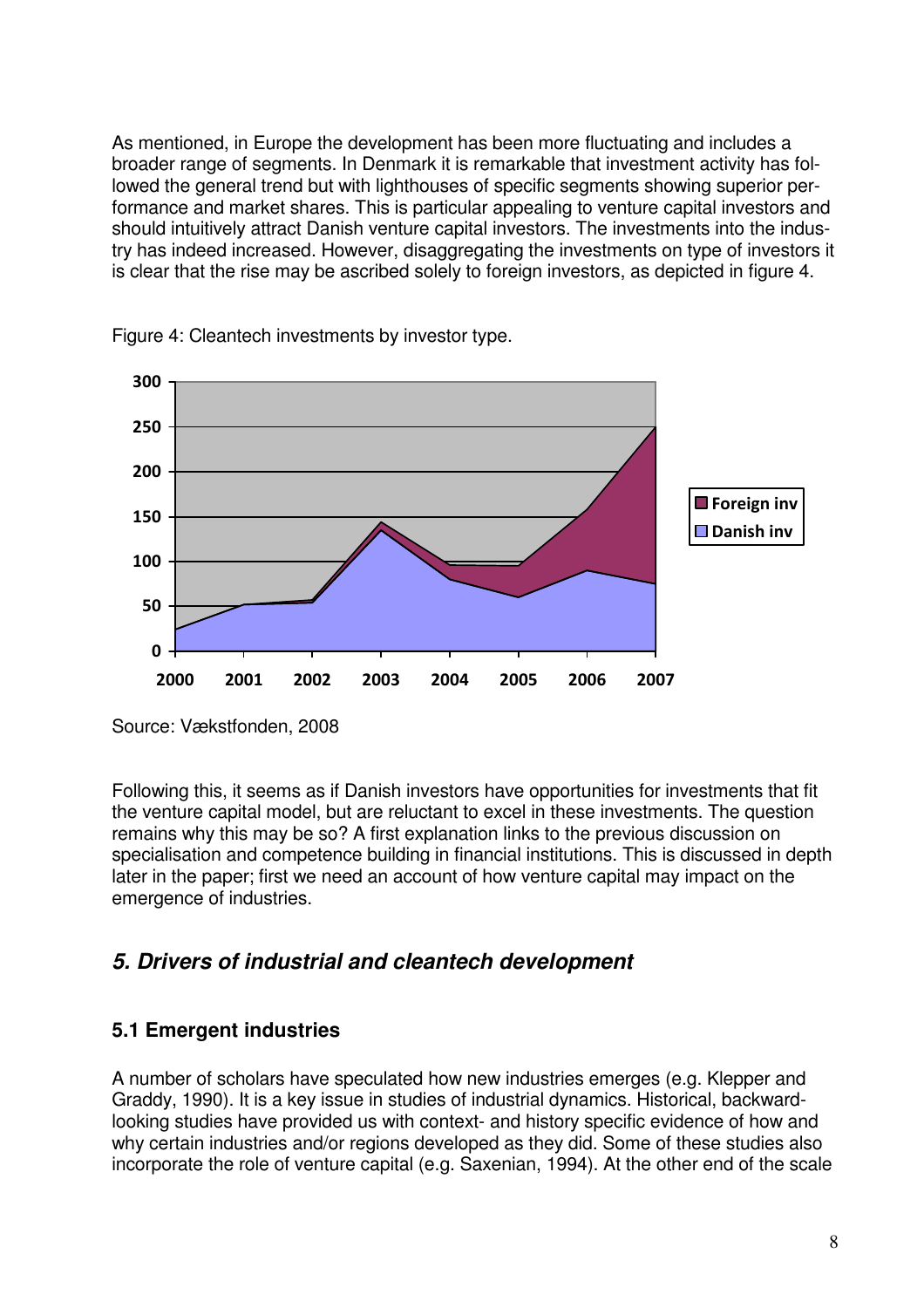As mentioned, in Europe the development has been more fluctuating and includes a broader range of segments. In Denmark it is remarkable that investment activity has followed the general trend but with lighthouses of specific segments showing superior performance and market shares. This is particular appealing to venture capital investors and should intuitively attract Danish venture capital investors. The investments into the industry has indeed increased. However, disaggregating the investments on type of investors it is clear that the rise may be ascribed solely to foreign investors, as depicted in figure 4.

Figure 4: Cleantech investments by investor type.

Source: Vækstfonden, 2008

Following this, it seems as if Danish investors have opportunities for investments that fit the venture capital model, but are reluctant to excel in these investments. The question remains why this may be so? A first explanation links to the previous discussion on specialisation and competence building in financial institutions. This is discussed in depth later in the paper; first we need an account of how venture capital may impact on the emergence of industries.

## *5. Drivers of industrial and cleantech development*

### 5.1 Emergent industries

A number of scholars have speculated how new industries emerges (e.g. Klepper and Graddy, 1990). It is a key issue in studies of industrial dynamics. Historical, backward-looking studies have provided us with context- and history specific evidence of how and why certain industries and/or regions developed as they did. Some of these studies also incorporate the role of venture capital (e.g. Saxenian, 1994). At the other end of the scale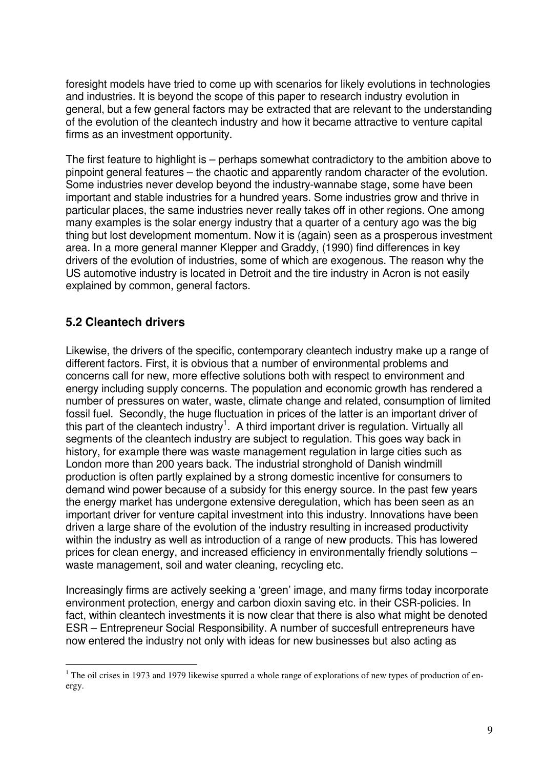foresight models have tried to come up with scenarios for likely evolutions in technologies and industries. It is beyond the scope of this paper to research industry evolution in general, but a few general factors may be extracted that are relevant to the understanding of the evolution of the cleantech industry and how it became attractive to venture capital firms as an investment opportunity.

The first feature to highlight is – perhaps somewhat contradictory to the ambition above to pinpoint general features – the chaotic and apparently random character of the evolution. Some industries never develop beyond the industry-wannabe stage, some have been important and stable industries for a hundred years. Some industries grow and thrive in particular places, the same industries never really takes off in other regions. One among many examples is the solar energy industry that a quarter of a century ago was the big thing but lost development momentum. Now it is (again) seen as a prosperous investment area. In a more general manner Klepper and Graddy, (1990) find differences in key drivers of the evolution of industries, some of which are exogenous. The reason why the US automotive industry is located in Detroit and the tire industry in Acron is not easily explained by common, general factors.

## 5.2 Cleantech drivers

Likewise, the drivers of the specific, contemporary cleantech industry make up a range of different factors. First, it is obvious that a number of environmental problems and concerns call for new, more effective solutions both with respect to environment and energy including supply concerns. The population and economic growth has rendered a number of pressures on water, waste, climate change and related, consumption of limited fossil fuel. Secondly, the huge fluctuation in prices of the latter is an important driver of this part of the cleantech industry[1]. A third important driver is regulation. Virtually all segments of the cleantech industry are subject to regulation. This goes way back in history, for example there was waste management regulation in large cities such as London more than 200 years back. The industrial stronghold of Danish windmill production is often partly explained by a strong domestic incentive for consumers to demand wind power because of a subsidy for this energy source. In the past few years the energy market has undergone extensive deregulation, which has been seen as an important driver for venture capital investment into this industry. Innovations have been driven a large share of the evolution of the industry resulting in increased productivity within the industry as well as introduction of a range of new products. This has lowered prices for clean energy, and increased efficiency in environmentally friendly solutions – waste management, soil and water cleaning, recycling etc.

Increasingly firms are actively seeking a 'green' image, and many firms today incorporate environment protection, energy and carbon dioxin saving etc. in their CSR-policies. In fact, within cleantech investments it is now clear that there is also what might be denoted ESR – Entrepreneur Social Responsibility. A number of succesfull entrepreneurs have now entered the industry not only with ideas for new businesses but also acting as

[1] The oil crises in 1973 and 1979 likewise spurred a whole range of explorations of new types of production of energy.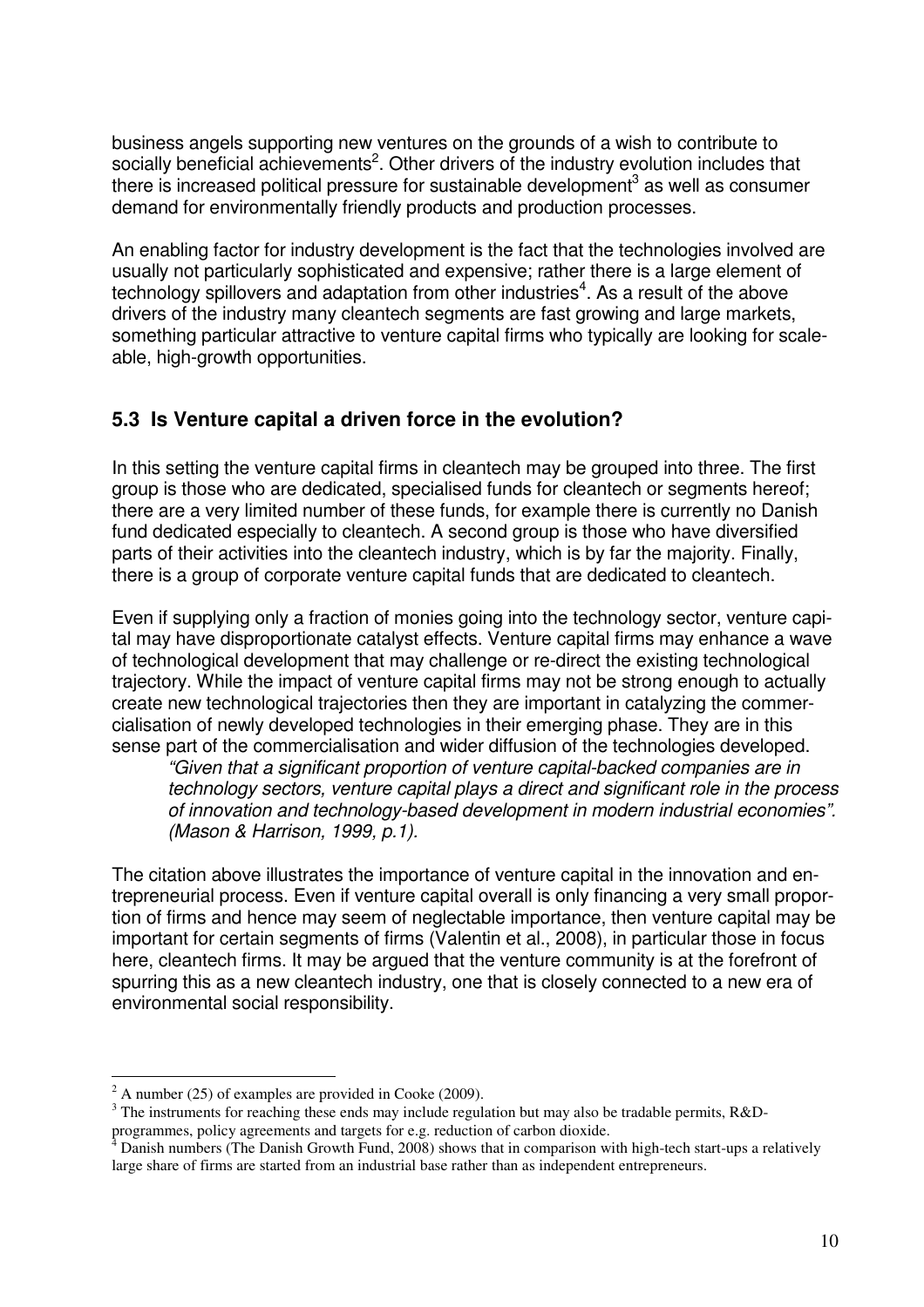business angels supporting new ventures on the grounds of a wish to contribute to socially beneficial achievements[2]. Other drivers of the industry evolution includes that there is increased political pressure for sustainable development[3] as well as consumer demand for environmentally friendly products and production processes.

An enabling factor for industry development is the fact that the technologies involved are usually not particularly sophisticated and expensive; rather there is a large element of technology spillovers and adaptation from other industries[4]. As a result of the above drivers of the industry many cleantech segments are fast growing and large markets, something particular attractive to venture capital firms who typically are looking for scaleable, high-growth opportunities.

## 5.3 Is Venture capital a driven force in the evolution?

In this setting the venture capital firms in cleantech may be grouped into three. The first group is those who are dedicated, specialised funds for cleantech or segments hereof; there are a very limited number of these funds, for example there is currently no Danish fund dedicated especially to cleantech. A second group is those who have diversified parts of their activities into the cleantech industry, which is by far the majority. Finally, there is a group of corporate venture capital funds that are dedicated to cleantech.

Even if supplying only a fraction of monies going into the technology sector, venture capital may have disproportionate catalyst effects. Venture capital firms may enhance a wave of technological development that may challenge or re-direct the existing technological trajectory. While the impact of venture capital firms may not be strong enough to actually create new technological trajectories then they are important in catalyzing the commercialisation of newly developed technologies in their emerging phase. They are in this sense part of the commercialisation and wider diffusion of the technologies developed.

> *"Given that a significant proportion of venture capital-backed companies are in technology sectors, venture capital plays a direct and significant role in the process of innovation and technology-based development in modern industrial economies". (Mason & Harrison, 1999, p.1).*

The citation above illustrates the importance of venture capital in the innovation and entrepreneurial process. Even if venture capital overall is only financing a very small proportion of firms and hence may seem of neglectable importance, then venture capital may be important for certain segments of firms (Valentin et al., 2008), in particular those in focus here, cleantech firms. It may be argued that the venture community is at the forefront of spurring this as a new cleantech industry, one that is closely connected to a new era of environmental social responsibility.

---

[2] A number (25) of examples are provided in Cooke (2009).

[3] The instruments for reaching these ends may include regulation but may also be tradable permits, R&D-programmes, policy agreements and targets for e.g. reduction of carbon dioxide.

[4] Danish numbers (The Danish Growth Fund, 2008) shows that in comparison with high-tech start-ups a relatively large share of firms are started from an industrial base rather than as independent entrepreneurs.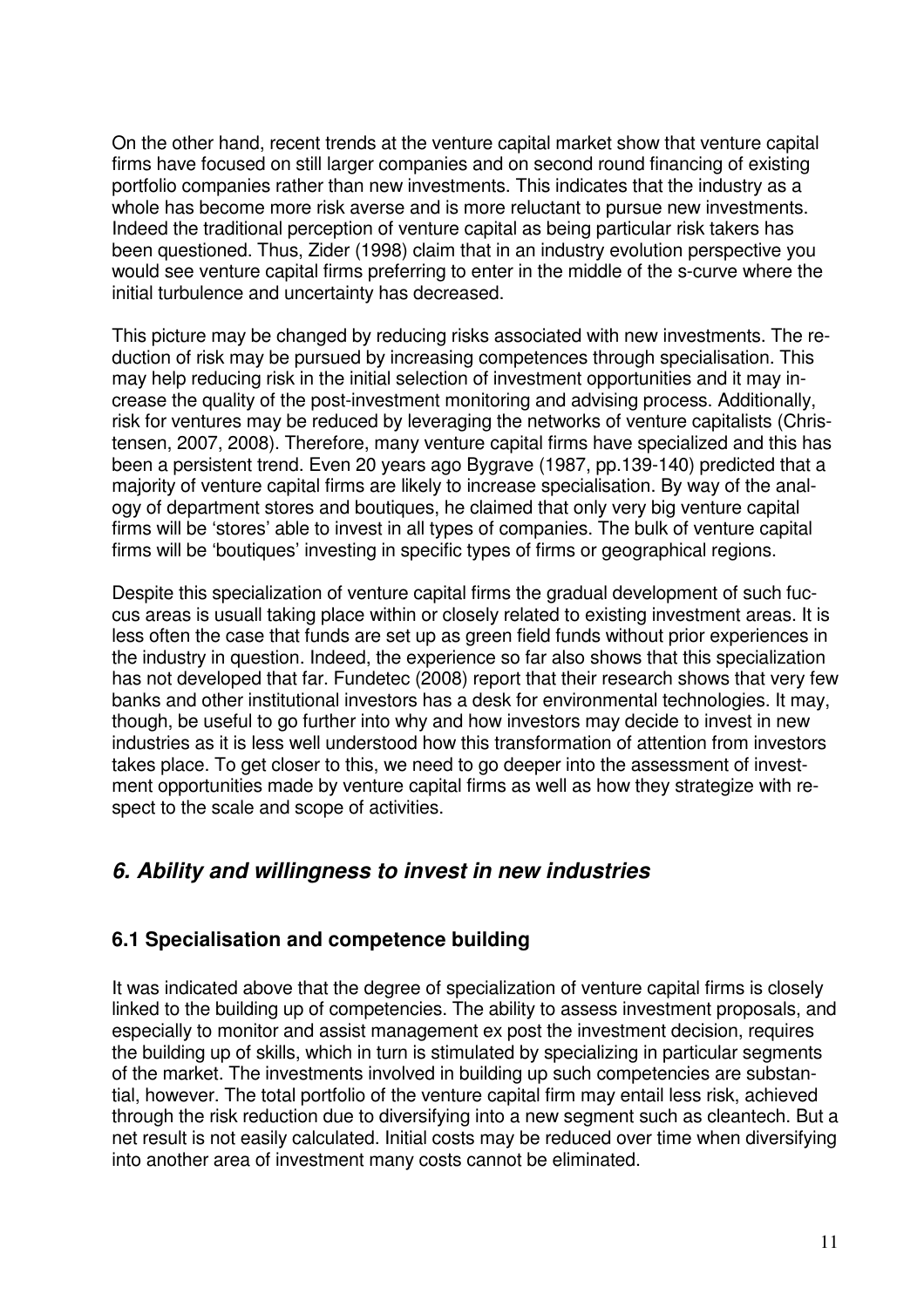On the other hand, recent trends at the venture capital market show that venture capital firms have focused on still larger companies and on second round financing of existing portfolio companies rather than new investments. This indicates that the industry as a whole has become more risk averse and is more reluctant to pursue new investments. Indeed the traditional perception of venture capital as being particular risk takers has been questioned. Thus, Zider (1998) claim that in an industry evolution perspective you would see venture capital firms preferring to enter in the middle of the s-curve where the initial turbulence and uncertainty has decreased.

This picture may be changed by reducing risks associated with new investments. The reduction of risk may be pursued by increasing competences through specialisation. This may help reducing risk in the initial selection of investment opportunities and it may increase the quality of the post-investment monitoring and advising process. Additionally, risk for ventures may be reduced by leveraging the networks of venture capitalists (Christensen, 2007, 2008). Therefore, many venture capital firms have specialized and this has been a persistent trend. Even 20 years ago Bygrave (1987, pp.139-140) predicted that a majority of venture capital firms are likely to increase specialisation. By way of the analogy of department stores and boutiques, he claimed that only very big venture capital firms will be 'stores' able to invest in all types of companies. The bulk of venture capital firms will be 'boutiques' investing in specific types of firms or geographical regions.

Despite this specialization of venture capital firms the gradual development of such fuccus areas is usuall taking place within or closely related to existing investment areas. It is less often the case that funds are set up as green field funds without prior experiences in the industry in question. Indeed, the experience so far also shows that this specialization has not developed that far. Fundetec (2008) report that their research shows that very few banks and other institutional investors has a desk for environmental technologies. It may, though, be useful to go further into why and how investors may decide to invest in new industries as it is less well understood how this transformation of attention from investors takes place. To get closer to this, we need to go deeper into the assessment of investment opportunities made by venture capital firms as well as how they strategize with respect to the scale and scope of activities.

## *6. Ability and willingness to invest in new industries*

### 6.1 Specialisation and competence building

It was indicated above that the degree of specialization of venture capital firms is closely linked to the building up of competencies. The ability to assess investment proposals, and especially to monitor and assist management ex post the investment decision, requires the building up of skills, which in turn is stimulated by specializing in particular segments of the market. The investments involved in building up such competencies are substantial, however. The total portfolio of the venture capital firm may entail less risk, achieved through the risk reduction due to diversifying into a new segment such as cleantech. But a net result is not easily calculated. Initial costs may be reduced over time when diversifying into another area of investment many costs cannot be eliminated.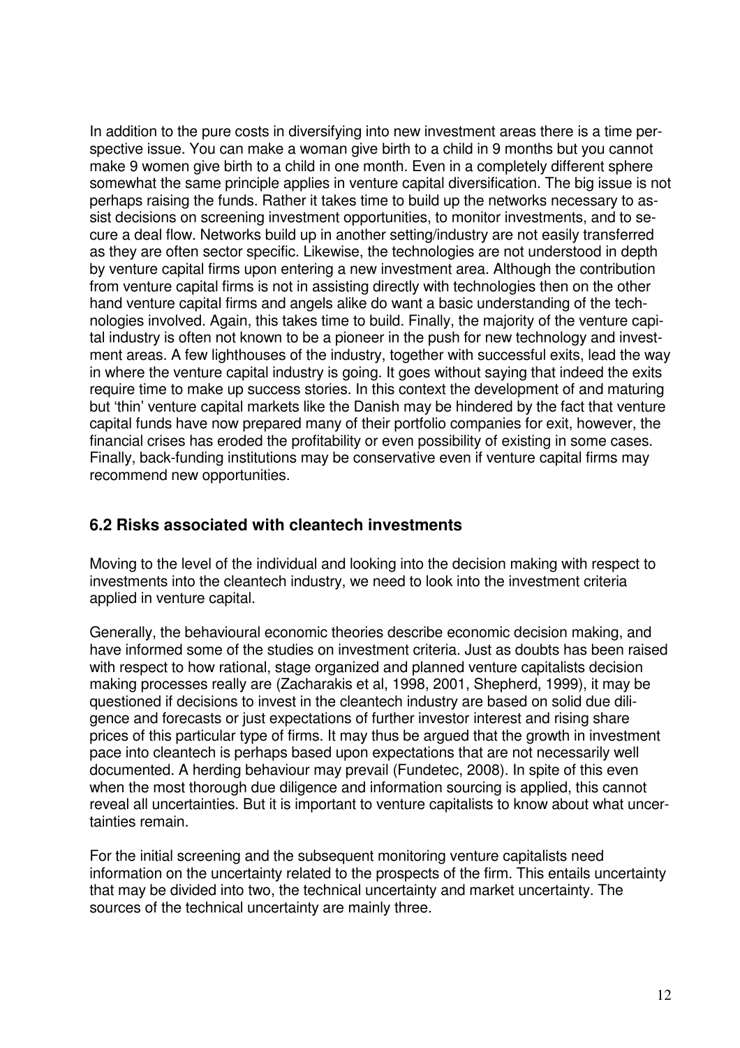In addition to the pure costs in diversifying into new investment areas there is a time perspective issue. You can make a woman give birth to a child in 9 months but you cannot make 9 women give birth to a child in one month. Even in a completely different sphere somewhat the same principle applies in venture capital diversification. The big issue is not perhaps raising the funds. Rather it takes time to build up the networks necessary to assist decisions on screening investment opportunities, to monitor investments, and to secure a deal flow. Networks build up in another setting/industry are not easily transferred as they are often sector specific. Likewise, the technologies are not understood in depth by venture capital firms upon entering a new investment area. Although the contribution from venture capital firms is not in assisting directly with technologies then on the other hand venture capital firms and angels alike do want a basic understanding of the technologies involved. Again, this takes time to build. Finally, the majority of the venture capital industry is often not known to be a pioneer in the push for new technology and investment areas. A few lighthouses of the industry, together with successful exits, lead the way in where the venture capital industry is going. It goes without saying that indeed the exits require time to make up success stories. In this context the development of and maturing but 'thin' venture capital markets like the Danish may be hindered by the fact that venture capital funds have now prepared many of their portfolio companies for exit, however, the financial crises has eroded the profitability or even possibility of existing in some cases. Finally, back-funding institutions may be conservative even if venture capital firms may recommend new opportunities.

## 6.2 Risks associated with cleantech investments

Moving to the level of the individual and looking into the decision making with respect to investments into the cleantech industry, we need to look into the investment criteria applied in venture capital.

Generally, the behavioural economic theories describe economic decision making, and have informed some of the studies on investment criteria. Just as doubts has been raised with respect to how rational, stage organized and planned venture capitalists decision making processes really are (Zacharakis et al, 1998, 2001, Shepherd, 1999), it may be questioned if decisions to invest in the cleantech industry are based on solid due diligence and forecasts or just expectations of further investor interest and rising share prices of this particular type of firms. It may thus be argued that the growth in investment pace into cleantech is perhaps based upon expectations that are not necessarily well documented. A herding behaviour may prevail (Fundetec, 2008). In spite of this even when the most thorough due diligence and information sourcing is applied, this cannot reveal all uncertainties. But it is important to venture capitalists to know about what uncertainties remain.

For the initial screening and the subsequent monitoring venture capitalists need information on the uncertainty related to the prospects of the firm. This entails uncertainty that may be divided into two, the technical uncertainty and market uncertainty. The sources of the technical uncertainty are mainly three.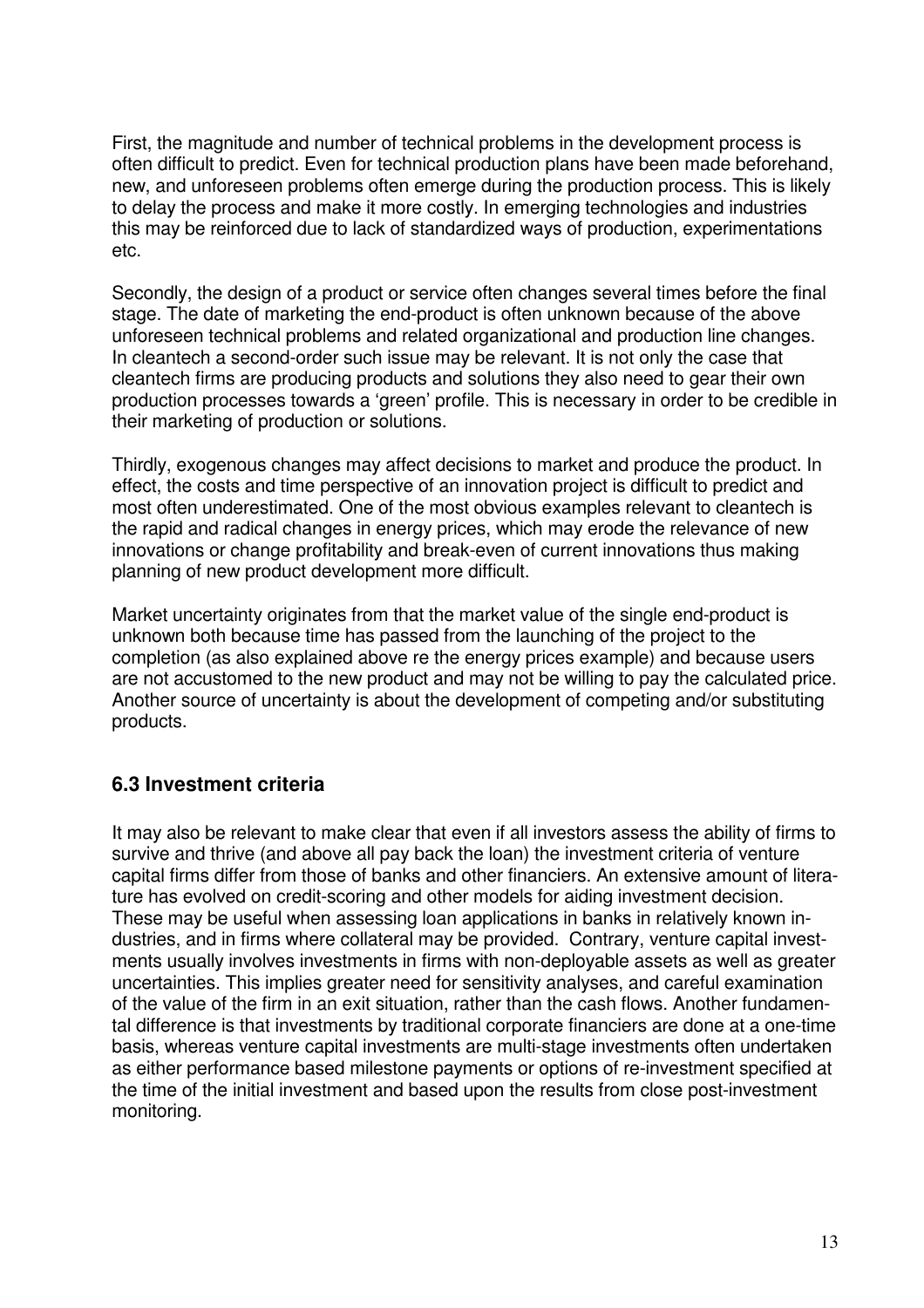First, the magnitude and number of technical problems in the development process is often difficult to predict. Even for technical production plans have been made beforehand, new, and unforeseen problems often emerge during the production process. This is likely to delay the process and make it more costly. In emerging technologies and industries this may be reinforced due to lack of standardized ways of production, experimentations etc.

Secondly, the design of a product or service often changes several times before the final stage. The date of marketing the end-product is often unknown because of the above unforeseen technical problems and related organizational and production line changes. In cleantech a second-order such issue may be relevant. It is not only the case that cleantech firms are producing products and solutions they also need to gear their own production processes towards a 'green' profile. This is necessary in order to be credible in their marketing of production or solutions.

Thirdly, exogenous changes may affect decisions to market and produce the product. In effect, the costs and time perspective of an innovation project is difficult to predict and most often underestimated. One of the most obvious examples relevant to cleantech is the rapid and radical changes in energy prices, which may erode the relevance of new innovations or change profitability and break-even of current innovations thus making planning of new product development more difficult.

Market uncertainty originates from that the market value of the single end-product is unknown both because time has passed from the launching of the project to the completion (as also explained above re the energy prices example) and because users are not accustomed to the new product and may not be willing to pay the calculated price. Another source of uncertainty is about the development of competing and/or substituting products.

### 6.3 Investment criteria

It may also be relevant to make clear that even if all investors assess the ability of firms to survive and thrive (and above all pay back the loan) the investment criteria of venture capital firms differ from those of banks and other financiers. An extensive amount of literature has evolved on credit-scoring and other models for aiding investment decision. These may be useful when assessing loan applications in banks in relatively known industries, and in firms where collateral may be provided. Contrary, venture capital investments usually involves investments in firms with non-deployable assets as well as greater uncertainties. This implies greater need for sensitivity analyses, and careful examination of the value of the firm in an exit situation, rather than the cash flows. Another fundamental difference is that investments by traditional corporate financiers are done at a one-time basis, whereas venture capital investments are multi-stage investments often undertaken as either performance based milestone payments or options of re-investment specified at the time of the initial investment and based upon the results from close post-investment monitoring.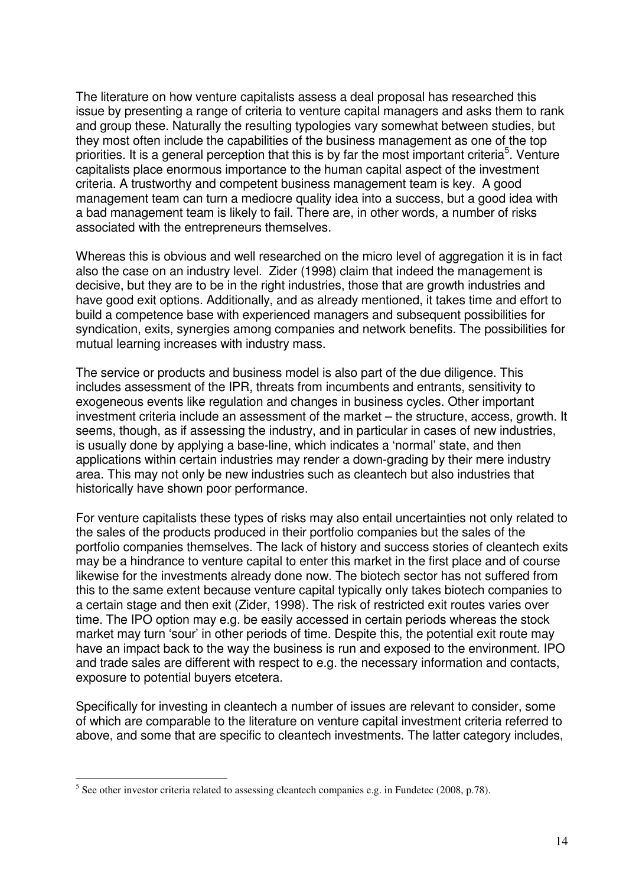The literature on how venture capitalists assess a deal proposal has researched this issue by presenting a range of criteria to venture capital managers and asks them to rank and group these. Naturally the resulting typologies vary somewhat between studies, but they most often include the capabilities of the business management as one of the top priorities. It is a general perception that this is by far the most important criteria[5]. Venture capitalists place enormous importance to the human capital aspect of the investment criteria. A trustworthy and competent business management team is key. A good management team can turn a mediocre quality idea into a success, but a good idea with a bad management team is likely to fail. There are, in other words, a number of risks associated with the entrepreneurs themselves.

Whereas this is obvious and well researched on the micro level of aggregation it is in fact also the case on an industry level. Zider (1998) claim that indeed the management is decisive, but they are to be in the right industries, those that are growth industries and have good exit options. Additionally, and as already mentioned, it takes time and effort to build a competence base with experienced managers and subsequent possibilities for syndication, exits, synergies among companies and network benefits. The possibilities for mutual learning increases with industry mass.

The service or products and business model is also part of the due diligence. This includes assessment of the IPR, threats from incumbents and entrants, sensitivity to exogeneous events like regulation and changes in business cycles. Other important investment criteria include an assessment of the market – the structure, access, growth. It seems, though, as if assessing the industry, and in particular in cases of new industries, is usually done by applying a base-line, which indicates a 'normal' state, and then applications within certain industries may render a down-grading by their mere industry area. This may not only be new industries such as cleantech but also industries that historically have shown poor performance.

For venture capitalists these types of risks may also entail uncertainties not only related to the sales of the products produced in their portfolio companies but the sales of the portfolio companies themselves. The lack of history and success stories of cleantech exits may be a hindrance to venture capital to enter this market in the first place and of course likewise for the investments already done now. The biotech sector has not suffered from this to the same extent because venture capital typically only takes biotech companies to a certain stage and then exit (Zider, 1998). The risk of restricted exit routes varies over time. The IPO option may e.g. be easily accessed in certain periods whereas the stock market may turn 'sour' in other periods of time. Despite this, the potential exit route may have an impact back to the way the business is run and exposed to the environment. IPO and trade sales are different with respect to e.g. the necessary information and contacts, exposure to potential buyers etcetera.

Specifically for investing in cleantech a number of issues are relevant to consider, some of which are comparable to the literature on venture capital investment criteria referred to above, and some that are specific to cleantech investments. The latter category includes,

[5] See other investor criteria related to assessing cleantech companies e.g. in Fundetec (2008, p.78).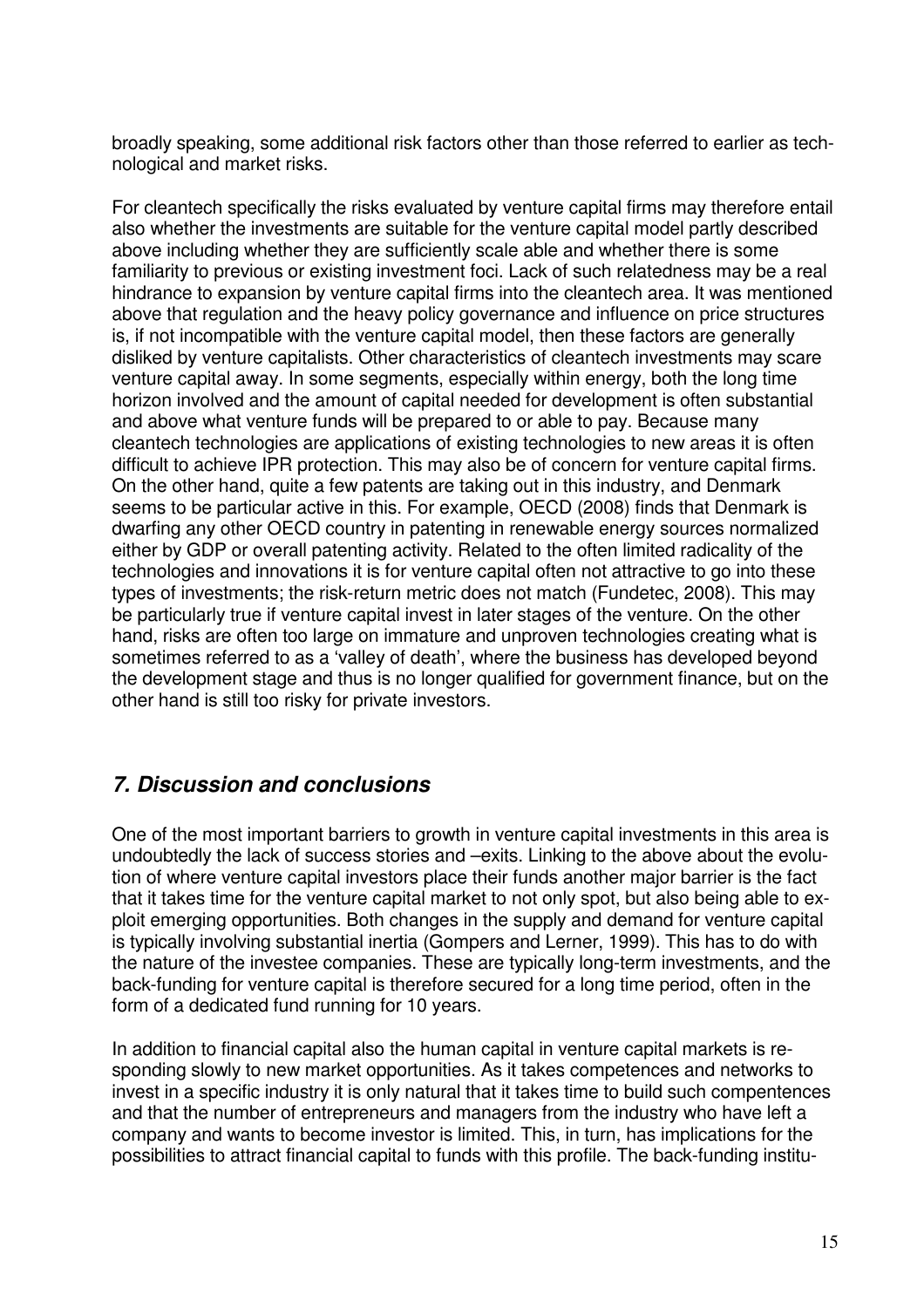broadly speaking, some additional risk factors other than those referred to earlier as technological and market risks.

For cleantech specifically the risks evaluated by venture capital firms may therefore entail also whether the investments are suitable for the venture capital model partly described above including whether they are sufficiently scale able and whether there is some familiarity to previous or existing investment foci. Lack of such relatedness may be a real hindrance to expansion by venture capital firms into the cleantech area. It was mentioned above that regulation and the heavy policy governance and influence on price structures is, if not incompatible with the venture capital model, then these factors are generally disliked by venture capitalists. Other characteristics of cleantech investments may scare venture capital away. In some segments, especially within energy, both the long time horizon involved and the amount of capital needed for development is often substantial and above what venture funds will be prepared to or able to pay. Because many cleantech technologies are applications of existing technologies to new areas it is often difficult to achieve IPR protection. This may also be of concern for venture capital firms. On the other hand, quite a few patents are taking out in this industry, and Denmark seems to be particular active in this. For example, OECD (2008) finds that Denmark is dwarfing any other OECD country in patenting in renewable energy sources normalized either by GDP or overall patenting activity. Related to the often limited radicality of the technologies and innovations it is for venture capital often not attractive to go into these types of investments; the risk-return metric does not match (Fundetec, 2008). This may be particularly true if venture capital invest in later stages of the venture. On the other hand, risks are often too large on immature and unproven technologies creating what is sometimes referred to as a 'valley of death', where the business has developed beyond the development stage and thus is no longer qualified for government finance, but on the other hand is still too risky for private investors.

## *7. Discussion and conclusions*

One of the most important barriers to growth in venture capital investments in this area is undoubtedly the lack of success stories and –exits. Linking to the above about the evolution of where venture capital investors place their funds another major barrier is the fact that it takes time for the venture capital market to not only spot, but also being able to exploit emerging opportunities. Both changes in the supply and demand for venture capital is typically involving substantial inertia (Gompers and Lerner, 1999). This has to do with the nature of the investee companies. These are typically long-term investments, and the back-funding for venture capital is therefore secured for a long time period, often in the form of a dedicated fund running for 10 years.

In addition to financial capital also the human capital in venture capital markets is responding slowly to new market opportunities. As it takes competences and networks to invest in a specific industry it is only natural that it takes time to build such compentences and that the number of entrepreneurs and managers from the industry who have left a company and wants to become investor is limited. This, in turn, has implications for the possibilities to attract financial capital to funds with this profile. The back-funding institu-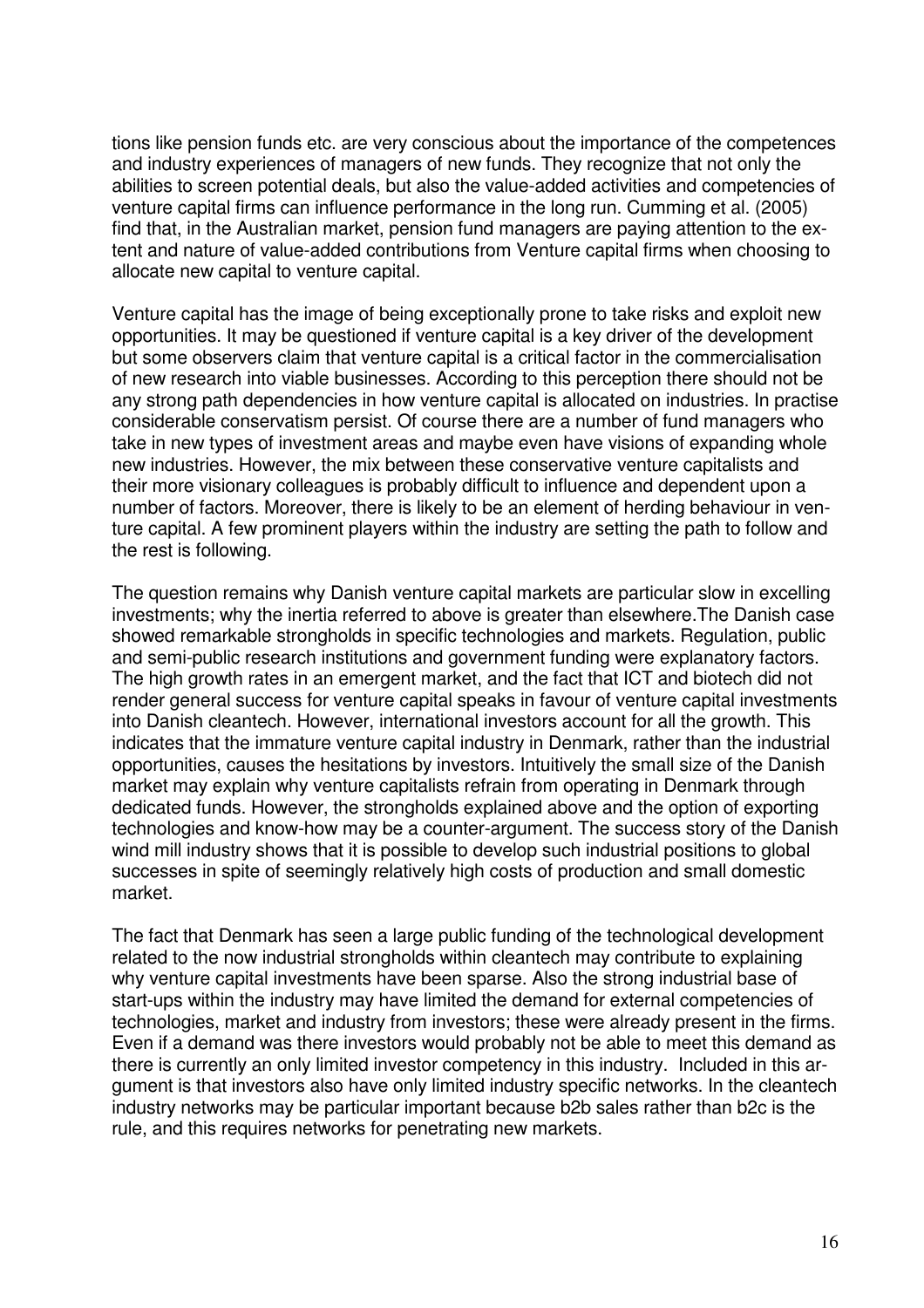tions like pension funds etc. are very conscious about the importance of the competences and industry experiences of managers of new funds. They recognize that not only the abilities to screen potential deals, but also the value-added activities and competencies of venture capital firms can influence performance in the long run. Cumming et al. (2005) find that, in the Australian market, pension fund managers are paying attention to the extent and nature of value-added contributions from Venture capital firms when choosing to allocate new capital to venture capital.

Venture capital has the image of being exceptionally prone to take risks and exploit new opportunities. It may be questioned if venture capital is a key driver of the development but some observers claim that venture capital is a critical factor in the commercialisation of new research into viable businesses. According to this perception there should not be any strong path dependencies in how venture capital is allocated on industries. In practise considerable conservatism persist. Of course there are a number of fund managers who take in new types of investment areas and maybe even have visions of expanding whole new industries. However, the mix between these conservative venture capitalists and their more visionary colleagues is probably difficult to influence and dependent upon a number of factors. Moreover, there is likely to be an element of herding behaviour in venture capital. A few prominent players within the industry are setting the path to follow and the rest is following.

The question remains why Danish venture capital markets are particular slow in excelling investments; why the inertia referred to above is greater than elsewhere.The Danish case showed remarkable strongholds in specific technologies and markets. Regulation, public and semi-public research institutions and government funding were explanatory factors. The high growth rates in an emergent market, and the fact that ICT and biotech did not render general success for venture capital speaks in favour of venture capital investments into Danish cleantech. However, international investors account for all the growth. This indicates that the immature venture capital industry in Denmark, rather than the industrial opportunities, causes the hesitations by investors. Intuitively the small size of the Danish market may explain why venture capitalists refrain from operating in Denmark through dedicated funds. However, the strongholds explained above and the option of exporting technologies and know-how may be a counter-argument. The success story of the Danish wind mill industry shows that it is possible to develop such industrial positions to global successes in spite of seemingly relatively high costs of production and small domestic market.

The fact that Denmark has seen a large public funding of the technological development related to the now industrial strongholds within cleantech may contribute to explaining why venture capital investments have been sparse. Also the strong industrial base of start-ups within the industry may have limited the demand for external competencies of technologies, market and industry from investors; these were already present in the firms. Even if a demand was there investors would probably not be able to meet this demand as there is currently an only limited investor competency in this industry. Included in this argument is that investors also have only limited industry specific networks. In the cleantech industry networks may be particular important because b2b sales rather than b2c is the rule, and this requires networks for penetrating new markets.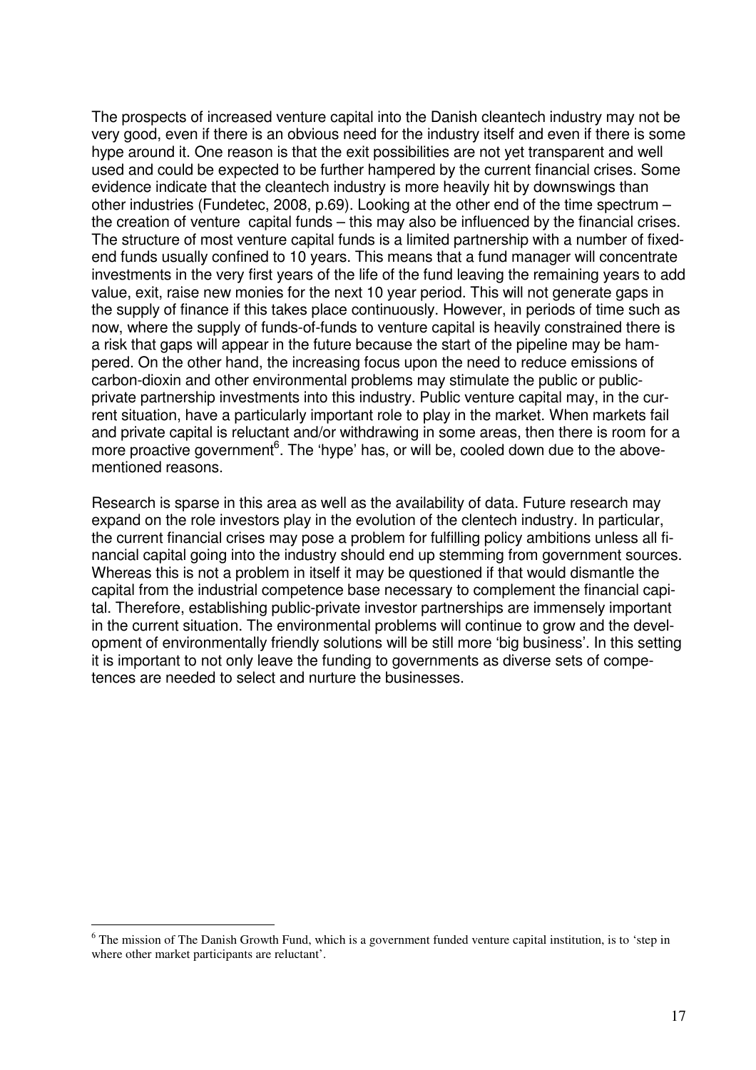The prospects of increased venture capital into the Danish cleantech industry may not be very good, even if there is an obvious need for the industry itself and even if there is some hype around it. One reason is that the exit possibilities are not yet transparent and well used and could be expected to be further hampered by the current financial crises. Some evidence indicate that the cleantech industry is more heavily hit by downswings than other industries (Fundetec, 2008, p.69). Looking at the other end of the time spectrum – the creation of venture capital funds – this may also be influenced by the financial crises. The structure of most venture capital funds is a limited partnership with a number of fixed-end funds usually confined to 10 years. This means that a fund manager will concentrate investments in the very first years of the life of the fund leaving the remaining years to add value, exit, raise new monies for the next 10 year period. This will not generate gaps in the supply of finance if this takes place continuously. However, in periods of time such as now, where the supply of funds-of-funds to venture capital is heavily constrained there is a risk that gaps will appear in the future because the start of the pipeline may be hampered. On the other hand, the increasing focus upon the need to reduce emissions of carbon-dioxin and other environmental problems may stimulate the public or public-private partnership investments into this industry. Public venture capital may, in the current situation, have a particularly important role to play in the market. When markets fail and private capital is reluctant and/or withdrawing in some areas, then there is room for a more proactive government[6]. The 'hype' has, or will be, cooled down due to the above-mentioned reasons.

Research is sparse in this area as well as the availability of data. Future research may expand on the role investors play in the evolution of the clentech industry. In particular, the current financial crises may pose a problem for fulfilling policy ambitions unless all financial capital going into the industry should end up stemming from government sources. Whereas this is not a problem in itself it may be questioned if that would dismantle the capital from the industrial competence base necessary to complement the financial capital. Therefore, establishing public-private investor partnerships are immensely important in the current situation. The environmental problems will continue to grow and the development of environmentally friendly solutions will be still more 'big business'. In this setting it is important to not only leave the funding to governments as diverse sets of competences are needed to select and nurture the businesses.

[6] The mission of The Danish Growth Fund, which is a government funded venture capital institution, is to 'step in where other market participants are reluctant'.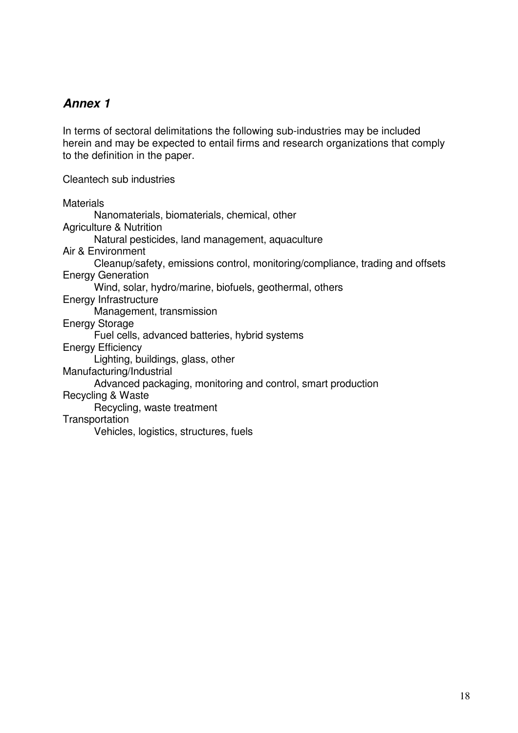## *Annex 1*

In terms of sectoral delimitations the following sub-industries may be included herein and may be expected to entail firms and research organizations that comply to the definition in the paper.

Cleantech sub industries

- Materials
  - Nanomaterials, biomaterials, chemical, other
- Agriculture & Nutrition
  - Natural pesticides, land management, aquaculture
- Air & Environment
  - Cleanup/safety, emissions control, monitoring/compliance, trading and offsets
- Energy Generation
  - Wind, solar, hydro/marine, biofuels, geothermal, others
- Energy Infrastructure
  - Management, transmission
- Energy Storage
  - Fuel cells, advanced batteries, hybrid systems
- Energy Efficiency
  - Lighting, buildings, glass, other
- Manufacturing/Industrial
  - Advanced packaging, monitoring and control, smart production
- Recycling & Waste
  - Recycling, waste treatment
- Transportation
  - Vehicles, logistics, structures, fuels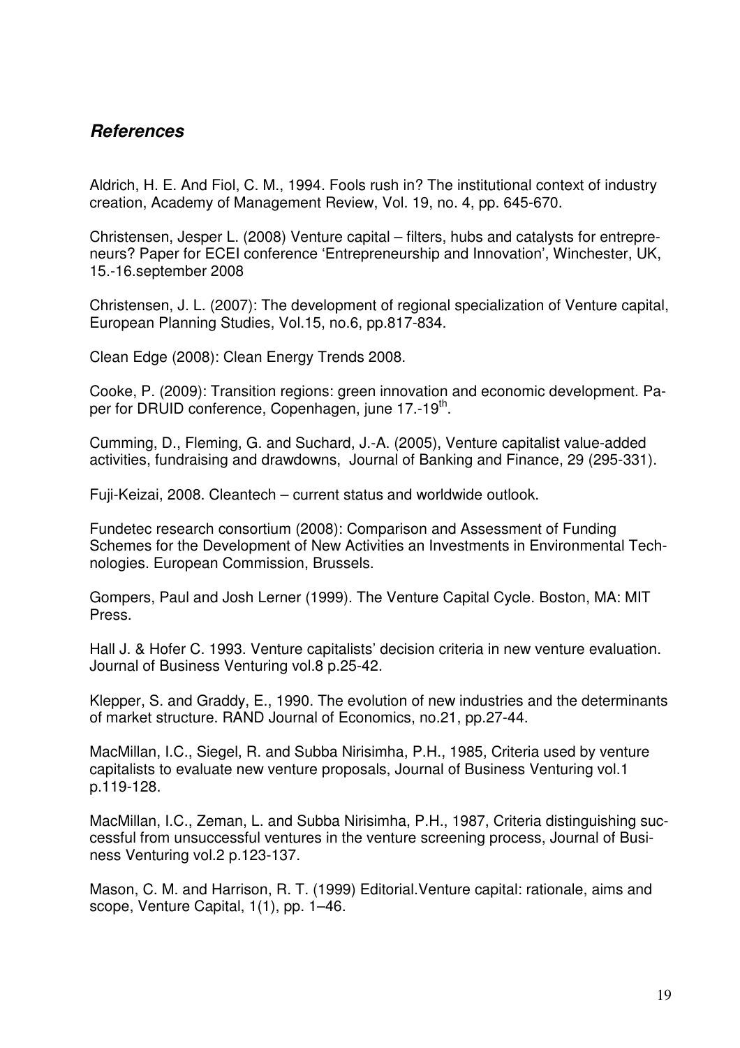## *References*

Aldrich, H. E. And Fiol, C. M., 1994. Fools rush in? The institutional context of industry creation, Academy of Management Review, Vol. 19, no. 4, pp. 645-670.

Christensen, Jesper L. (2008) Venture capital – filters, hubs and catalysts for entrepreneurs? Paper for ECEI conference 'Entrepreneurship and Innovation', Winchester, UK, 15.-16.september 2008

Christensen, J. L. (2007): The development of regional specialization of Venture capital, European Planning Studies, Vol.15, no.6, pp.817-834.

Clean Edge (2008): Clean Energy Trends 2008.

Cooke, P. (2009): Transition regions: green innovation and economic development. Paper for DRUID conference, Copenhagen, june 17.-19th.

Cumming, D., Fleming, G. and Suchard, J.-A. (2005), Venture capitalist value-added activities, fundraising and drawdowns, Journal of Banking and Finance, 29 (295-331).

Fuji-Keizai, 2008. Cleantech – current status and worldwide outlook.

Fundetec research consortium (2008): Comparison and Assessment of Funding Schemes for the Development of New Activities an Investments in Environmental Technologies. European Commission, Brussels.

Gompers, Paul and Josh Lerner (1999). The Venture Capital Cycle. Boston, MA: MIT Press.

Hall J. & Hofer C. 1993. Venture capitalists' decision criteria in new venture evaluation. Journal of Business Venturing vol.8 p.25-42.

Klepper, S. and Graddy, E., 1990. The evolution of new industries and the determinants of market structure. RAND Journal of Economics, no.21, pp.27-44.

MacMillan, I.C., Siegel, R. and Subba Nirisimha, P.H., 1985, Criteria used by venture capitalists to evaluate new venture proposals, Journal of Business Venturing vol.1 p.119-128.

MacMillan, I.C., Zeman, L. and Subba Nirisimha, P.H., 1987, Criteria distinguishing successful from unsuccessful ventures in the venture screening process, Journal of Business Venturing vol.2 p.123-137.

Mason, C. M. and Harrison, R. T. (1999) Editorial.Venture capital: rationale, aims and scope, Venture Capital, 1(1), pp. 1–46.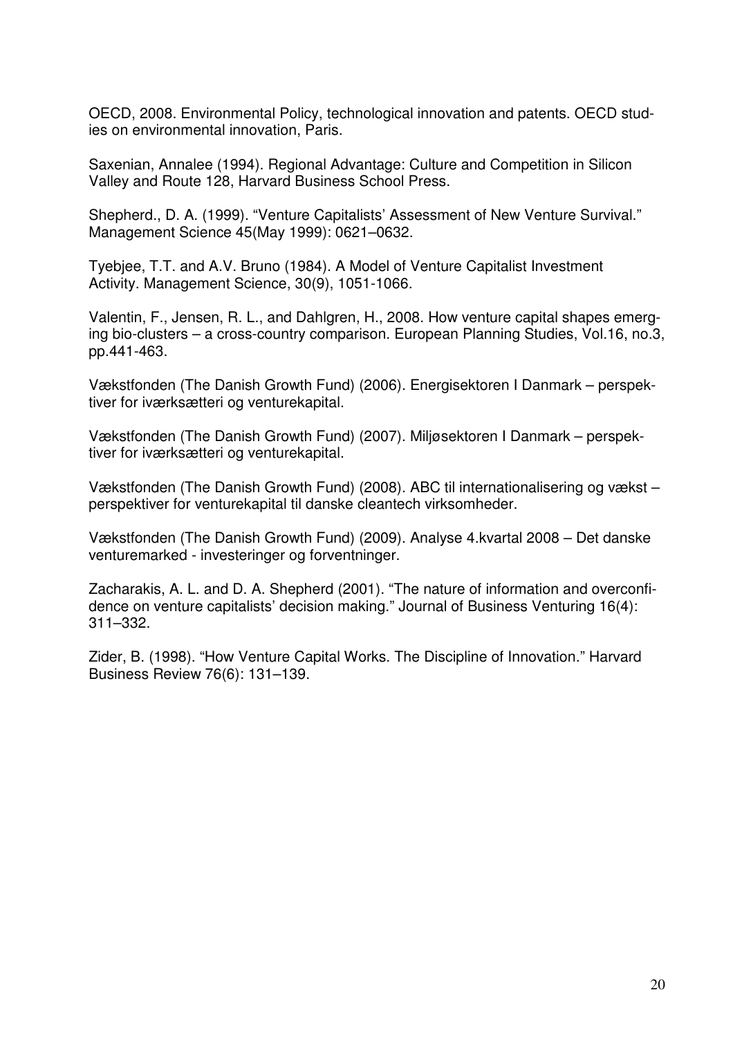OECD, 2008. Environmental Policy, technological innovation and patents. OECD studies on environmental innovation, Paris.

Saxenian, Annalee (1994). Regional Advantage: Culture and Competition in Silicon Valley and Route 128, Harvard Business School Press.

Shepherd., D. A. (1999). "Venture Capitalists' Assessment of New Venture Survival." Management Science 45(May 1999): 0621–0632.

Tyebjee, T.T. and A.V. Bruno (1984). A Model of Venture Capitalist Investment Activity. Management Science, 30(9), 1051-1066.

Valentin, F., Jensen, R. L., and Dahlgren, H., 2008. How venture capital shapes emerging bio-clusters – a cross-country comparison. European Planning Studies, Vol.16, no.3, pp.441-463.

Vækstfonden (The Danish Growth Fund) (2006). Energisektoren I Danmark – perspektiver for iværksætteri og venturekapital.

Vækstfonden (The Danish Growth Fund) (2007). Miljøsektoren I Danmark – perspektiver for iværksætteri og venturekapital.

Vækstfonden (The Danish Growth Fund) (2008). ABC til internationalisering og vækst – perspektiver for venturekapital til danske cleantech virksomheder.

Vækstfonden (The Danish Growth Fund) (2009). Analyse 4.kvartal 2008 – Det danske venturemarked - investeringer og forventninger.

Zacharakis, A. L. and D. A. Shepherd (2001). "The nature of information and overconfidence on venture capitalists' decision making." Journal of Business Venturing 16(4): 311–332.

Zider, B. (1998). "How Venture Capital Works. The Discipline of Innovation." Harvard Business Review 76(6): 131–139.